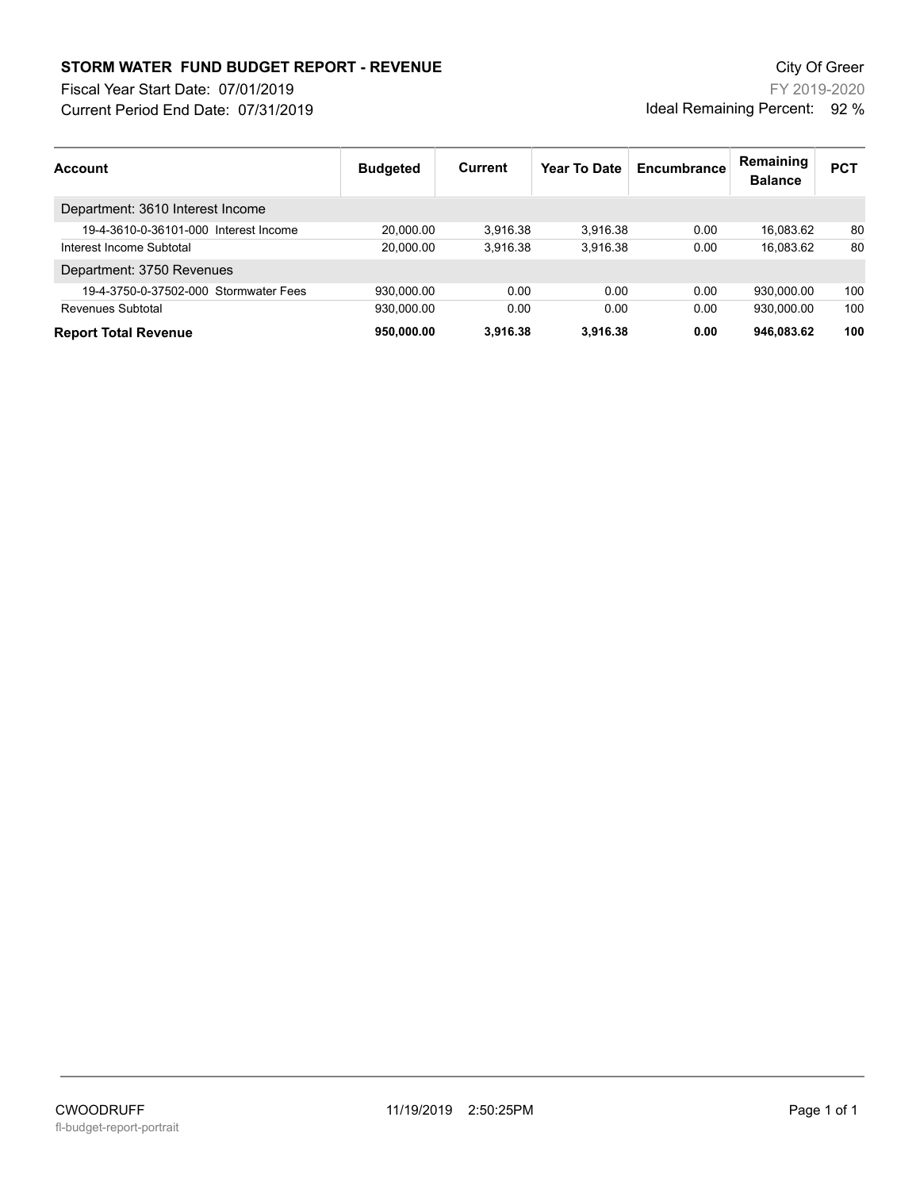# STORM WATER FUND BUDGET REPORT - REVENUE

City Of Greer

Fiscal Year Start Date: 07/01/2019

FY 2019-2020

Current Period End Date: 07/31/2019

Ideal Remaining Percent: 92 %

| Account | Budgeted | Current | Year To Date | Encumbrance | Remaining Balance | PCT |
|---|---|---|---|---|---|---|
| Department: 3610 Interest Income | | | | | | |
| 19-4-3610-0-36101-000 Interest Income | 20,000.00 | 3,916.38 | 3,916.38 | 0.00 | 16,083.62 | 80 |
| Interest Income Subtotal | 20,000.00 | 3,916.38 | 3,916.38 | 0.00 | 16,083.62 | 80 |
| Department: 3750 Revenues | | | | | | |
| 19-4-3750-0-37502-000 Stormwater Fees | 930,000.00 | 0.00 | 0.00 | 0.00 | 930,000.00 | 100 |
| Revenues Subtotal | 930,000.00 | 0.00 | 0.00 | 0.00 | 930,000.00 | 100 |
| **Report Total Revenue** | **950,000.00** | **3,916.38** | **3,916.38** | **0.00** | **946,083.62** | **100** |

CWOODRUFF 11/19/2019 2:50:25PM

fl-budget-report-portrait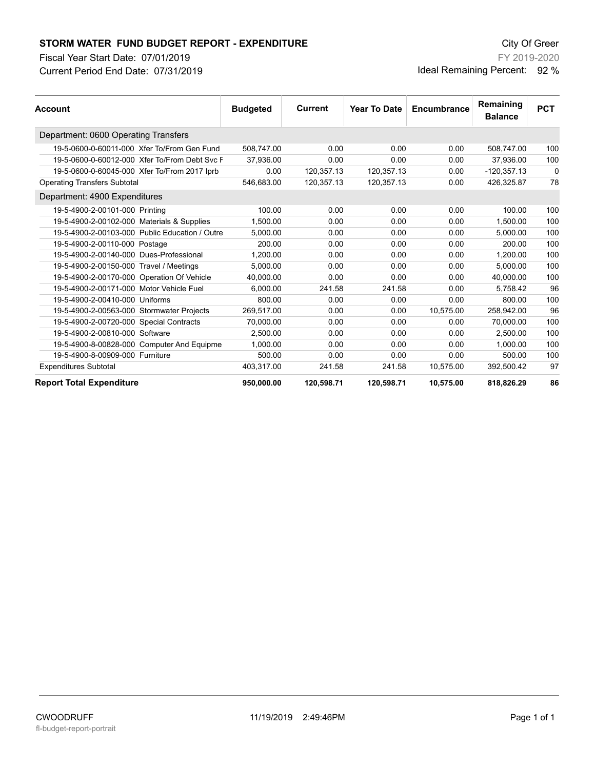# STORM WATER FUND BUDGET REPORT - EXPENDITURE

City Of Greer

Fiscal Year Start Date: 07/01/2019

FY 2019-2020

Current Period End Date: 07/31/2019

Ideal Remaining Percent: 92 %

| Account | Budgeted | Current | Year To Date | Encumbrance | Remaining Balance | PCT |
|---|---|---|---|---|---|---|
| Department: 0600 Operating Transfers | | | | | | |
| 19-5-0600-0-60011-000 Xfer To/From Gen Fund | 508,747.00 | 0.00 | 0.00 | 0.00 | 508,747.00 | 100 |
| 19-5-0600-0-60012-000 Xfer To/From Debt Svc F | 37,936.00 | 0.00 | 0.00 | 0.00 | 37,936.00 | 100 |
| 19-5-0600-0-60045-000 Xfer To/From 2017 Iprb | 0.00 | 120,357.13 | 120,357.13 | 0.00 | -120,357.13 | 0 |
| Operating Transfers Subtotal | 546,683.00 | 120,357.13 | 120,357.13 | 0.00 | 426,325.87 | 78 |
| Department: 4900 Expenditures | | | | | | |
| 19-5-4900-2-00101-000 Printing | 100.00 | 0.00 | 0.00 | 0.00 | 100.00 | 100 |
| 19-5-4900-2-00102-000 Materials & Supplies | 1,500.00 | 0.00 | 0.00 | 0.00 | 1,500.00 | 100 |
| 19-5-4900-2-00103-000 Public Education / Outre | 5,000.00 | 0.00 | 0.00 | 0.00 | 5,000.00 | 100 |
| 19-5-4900-2-00110-000 Postage | 200.00 | 0.00 | 0.00 | 0.00 | 200.00 | 100 |
| 19-5-4900-2-00140-000 Dues-Professional | 1,200.00 | 0.00 | 0.00 | 0.00 | 1,200.00 | 100 |
| 19-5-4900-2-00150-000 Travel / Meetings | 5,000.00 | 0.00 | 0.00 | 0.00 | 5,000.00 | 100 |
| 19-5-4900-2-00170-000 Operation Of Vehicle | 40,000.00 | 0.00 | 0.00 | 0.00 | 40,000.00 | 100 |
| 19-5-4900-2-00171-000 Motor Vehicle Fuel | 6,000.00 | 241.58 | 241.58 | 0.00 | 5,758.42 | 96 |
| 19-5-4900-2-00410-000 Uniforms | 800.00 | 0.00 | 0.00 | 0.00 | 800.00 | 100 |
| 19-5-4900-2-00563-000 Stormwater Projects | 269,517.00 | 0.00 | 0.00 | 10,575.00 | 258,942.00 | 96 |
| 19-5-4900-2-00720-000 Special Contracts | 70,000.00 | 0.00 | 0.00 | 0.00 | 70,000.00 | 100 |
| 19-5-4900-2-00810-000 Software | 2,500.00 | 0.00 | 0.00 | 0.00 | 2,500.00 | 100 |
| 19-5-4900-8-00828-000 Computer And Equipme | 1,000.00 | 0.00 | 0.00 | 0.00 | 1,000.00 | 100 |
| 19-5-4900-8-00909-000 Furniture | 500.00 | 0.00 | 0.00 | 0.00 | 500.00 | 100 |
| Expenditures Subtotal | 403,317.00 | 241.58 | 241.58 | 10,575.00 | 392,500.42 | 97 |
| **Report Total Expenditure** | **950,000.00** | **120,598.71** | **120,598.71** | **10,575.00** | **818,826.29** | **86** |

CWOODRUFF 11/19/2019 2:49:46PM

fl-budget-report-portrait